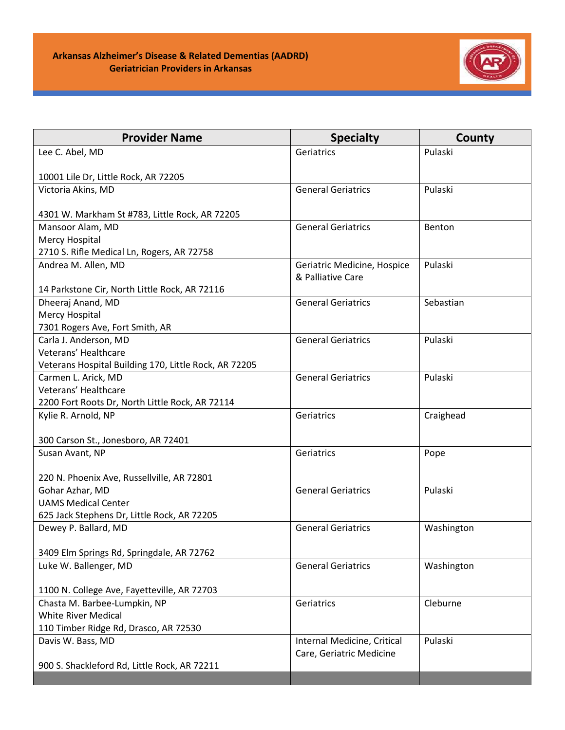# Arkansas Alzheimer's Disease & Related Dementias (AADRD)
## Geriatrician Providers in Arkansas

| Provider Name | Specialty | County |
|---|---|---|
| Lee C. Abel, MD<br><br>10001 Lile Dr, Little Rock, AR 72205 | Geriatrics | Pulaski |
| Victoria Akins, MD<br><br>4301 W. Markham St #783, Little Rock, AR 72205 | General Geriatrics | Pulaski |
| Mansoor Alam, MD<br>Mercy Hospital<br>2710 S. Rifle Medical Ln, Rogers, AR 72758 | General Geriatrics | Benton |
| Andrea M. Allen, MD<br><br>14 Parkstone Cir, North Little Rock, AR 72116 | Geriatric Medicine, Hospice & Palliative Care | Pulaski |
| Dheeraj Anand, MD<br>Mercy Hospital<br>7301 Rogers Ave, Fort Smith, AR | General Geriatrics | Sebastian |
| Carla J. Anderson, MD<br>Veterans' Healthcare<br>Veterans Hospital Building 170, Little Rock, AR 72205 | General Geriatrics | Pulaski |
| Carmen L. Arick, MD<br>Veterans' Healthcare<br>2200 Fort Roots Dr, North Little Rock, AR 72114 | General Geriatrics | Pulaski |
| Kylie R. Arnold, NP<br><br>300 Carson St., Jonesboro, AR 72401 | Geriatrics | Craighead |
| Susan Avant, NP<br><br>220 N. Phoenix Ave, Russellville, AR 72801 | Geriatrics | Pope |
| Gohar Azhar, MD<br>UAMS Medical Center<br>625 Jack Stephens Dr, Little Rock, AR 72205 | General Geriatrics | Pulaski |
| Dewey P. Ballard, MD<br><br>3409 Elm Springs Rd, Springdale, AR 72762 | General Geriatrics | Washington |
| Luke W. Ballenger, MD<br><br>1100 N. College Ave, Fayetteville, AR 72703 | General Geriatrics | Washington |
| Chasta M. Barbee-Lumpkin, NP<br>White River Medical<br>110 Timber Ridge Rd, Drasco, AR 72530 | Geriatrics | Cleburne |
| Davis W. Bass, MD<br><br>900 S. Shackleford Rd, Little Rock, AR 72211 | Internal Medicine, Critical Care, Geriatric Medicine | Pulaski |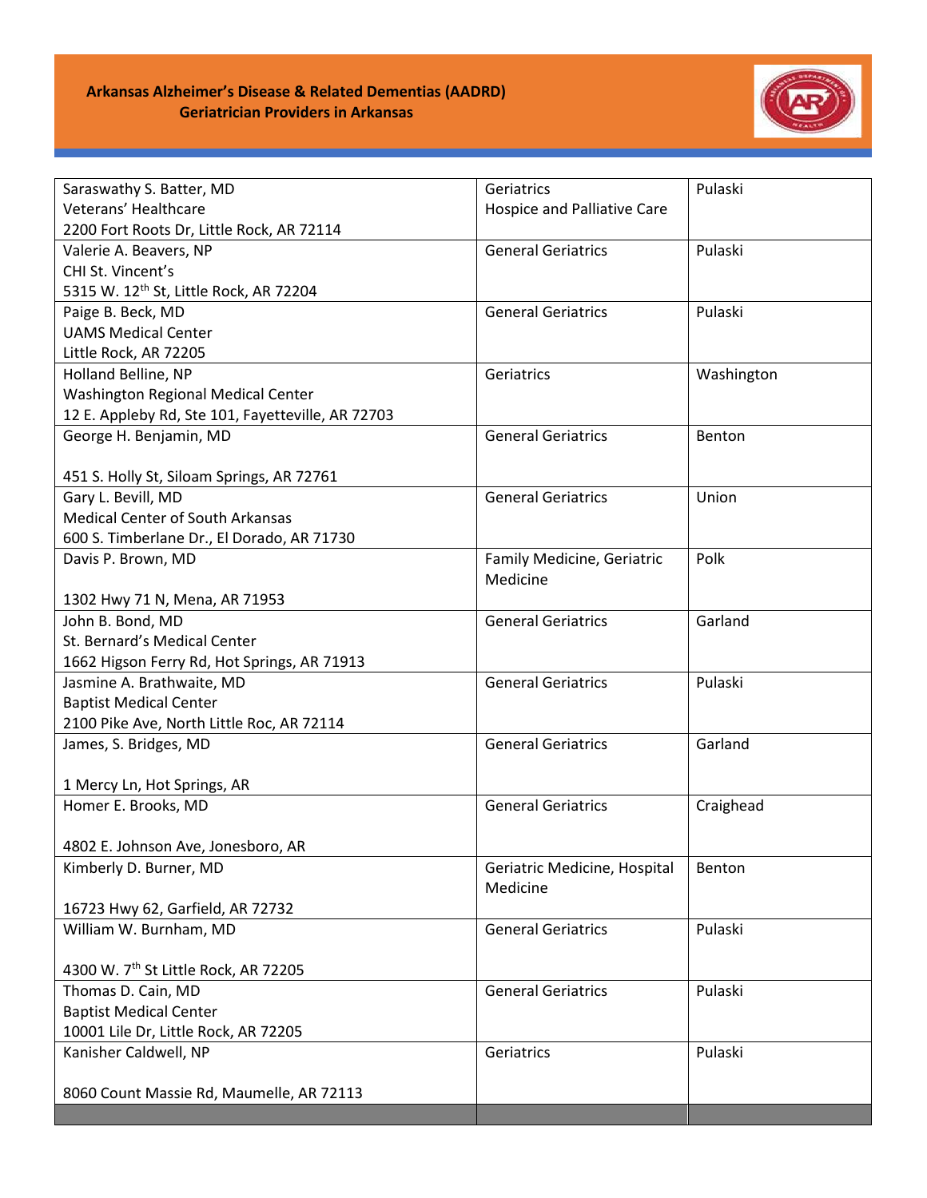**Arkansas Alzheimer's Disease & Related Dementias (AADRD)**
**Geriatrician Providers in Arkansas**

| Provider | Specialty | County |
|---|---|---|
| Saraswathy S. Batter, MD<br>Veterans' Healthcare<br>2200 Fort Roots Dr, Little Rock, AR 72114 | Geriatrics<br>Hospice and Palliative Care | Pulaski |
| Valerie A. Beavers, NP<br>CHI St. Vincent's<br>5315 W. 12th St, Little Rock, AR 72204 | General Geriatrics | Pulaski |
| Paige B. Beck, MD<br>UAMS Medical Center<br>Little Rock, AR 72205 | General Geriatrics | Pulaski |
| Holland Belline, NP<br>Washington Regional Medical Center<br>12 E. Appleby Rd, Ste 101, Fayetteville, AR 72703 | Geriatrics | Washington |
| George H. Benjamin, MD<br><br>451 S. Holly St, Siloam Springs, AR 72761 | General Geriatrics | Benton |
| Gary L. Bevill, MD<br>Medical Center of South Arkansas<br>600 S. Timberlane Dr., El Dorado, AR 71730 | General Geriatrics | Union |
| Davis P. Brown, MD<br><br>1302 Hwy 71 N, Mena, AR 71953 | Family Medicine, Geriatric Medicine | Polk |
| John B. Bond, MD<br>St. Bernard's Medical Center<br>1662 Higson Ferry Rd, Hot Springs, AR 71913 | General Geriatrics | Garland |
| Jasmine A. Brathwaite, MD<br>Baptist Medical Center<br>2100 Pike Ave, North Little Roc, AR 72114 | General Geriatrics | Pulaski |
| James, S. Bridges, MD<br><br>1 Mercy Ln, Hot Springs, AR | General Geriatrics | Garland |
| Homer E. Brooks, MD<br><br>4802 E. Johnson Ave, Jonesboro, AR | General Geriatrics | Craighead |
| Kimberly D. Burner, MD<br><br>16723 Hwy 62, Garfield, AR 72732 | Geriatric Medicine, Hospital Medicine | Benton |
| William W. Burnham, MD<br><br>4300 W. 7th St Little Rock, AR 72205 | General Geriatrics | Pulaski |
| Thomas D. Cain, MD<br>Baptist Medical Center<br>10001 Lile Dr, Little Rock, AR 72205 | General Geriatrics | Pulaski |
| Kanisher Caldwell, NP<br><br>8060 Count Massie Rd, Maumelle, AR 72113 | Geriatrics | Pulaski |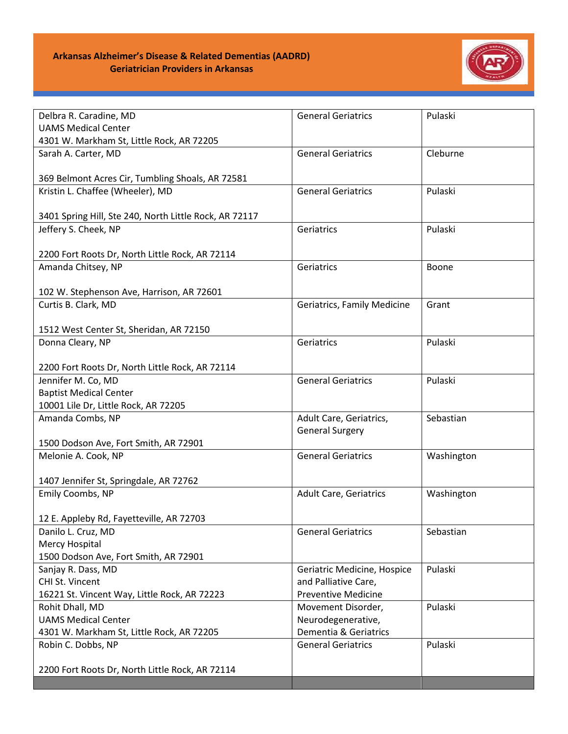**Arkansas Alzheimer's Disease & Related Dementias (AADRD)**
**Geriatrician Providers in Arkansas**

| | | |
|---|---|---|
| Delbra R. Caradine, MD<br>UAMS Medical Center<br>4301 W. Markham St, Little Rock, AR 72205 | General Geriatrics | Pulaski |
| Sarah A. Carter, MD<br><br>369 Belmont Acres Cir, Tumbling Shoals, AR 72581 | General Geriatrics | Cleburne |
| Kristin L. Chaffee (Wheeler), MD<br><br>3401 Spring Hill, Ste 240, North Little Rock, AR 72117 | General Geriatrics | Pulaski |
| Jeffery S. Cheek, NP<br><br>2200 Fort Roots Dr, North Little Rock, AR 72114 | Geriatrics | Pulaski |
| Amanda Chitsey, NP<br><br>102 W. Stephenson Ave, Harrison, AR 72601 | Geriatrics | Boone |
| Curtis B. Clark, MD<br><br>1512 West Center St, Sheridan, AR 72150 | Geriatrics, Family Medicine | Grant |
| Donna Cleary, NP<br><br>2200 Fort Roots Dr, North Little Rock, AR 72114 | Geriatrics | Pulaski |
| Jennifer M. Co, MD<br>Baptist Medical Center<br>10001 Lile Dr, Little Rock, AR 72205 | General Geriatrics | Pulaski |
| Amanda Combs, NP<br><br>1500 Dodson Ave, Fort Smith, AR 72901 | Adult Care, Geriatrics, General Surgery | Sebastian |
| Melonie A. Cook, NP<br><br>1407 Jennifer St, Springdale, AR 72762 | General Geriatrics | Washington |
| Emily Coombs, NP<br><br>12 E. Appleby Rd, Fayetteville, AR 72703 | Adult Care, Geriatrics | Washington |
| Danilo L. Cruz, MD<br>Mercy Hospital<br>1500 Dodson Ave, Fort Smith, AR 72901 | General Geriatrics | Sebastian |
| Sanjay R. Dass, MD<br>CHI St. Vincent<br>16221 St. Vincent Way, Little Rock, AR 72223 | Geriatric Medicine, Hospice and Palliative Care, Preventive Medicine | Pulaski |
| Rohit Dhall, MD<br>UAMS Medical Center<br>4301 W. Markham St, Little Rock, AR 72205 | Movement Disorder, Neurodegenerative, Dementia & Geriatrics | Pulaski |
| Robin C. Dobbs, NP<br><br>2200 Fort Roots Dr, North Little Rock, AR 72114 | General Geriatrics | Pulaski |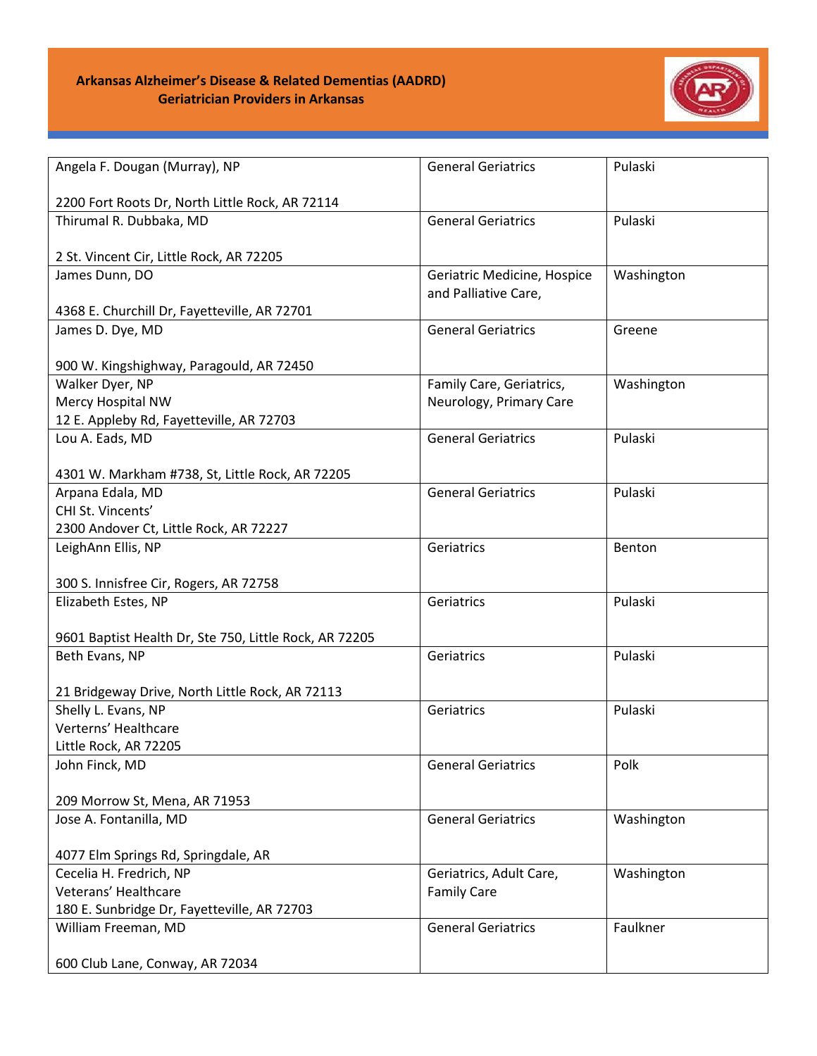**Arkansas Alzheimer's Disease & Related Dementias (AADRD)**
**Geriatrician Providers in Arkansas**

| | | |
|---|---|---|
| Angela F. Dougan (Murray), NP<br><br>2200 Fort Roots Dr, North Little Rock, AR 72114 | General Geriatrics | Pulaski |
| Thirumal R. Dubbaka, MD<br><br>2 St. Vincent Cir, Little Rock, AR 72205 | General Geriatrics | Pulaski |
| James Dunn, DO<br><br>4368 E. Churchill Dr, Fayetteville, AR 72701 | Geriatric Medicine, Hospice and Palliative Care, | Washington |
| James D. Dye, MD<br><br>900 W. Kingshighway, Paragould, AR 72450 | General Geriatrics | Greene |
| Walker Dyer, NP<br>Mercy Hospital NW<br>12 E. Appleby Rd, Fayetteville, AR 72703 | Family Care, Geriatrics, Neurology, Primary Care | Washington |
| Lou A. Eads, MD<br><br>4301 W. Markham #738, St, Little Rock, AR 72205 | General Geriatrics | Pulaski |
| Arpana Edala, MD<br>CHI St. Vincents'<br>2300 Andover Ct, Little Rock, AR 72227 | General Geriatrics | Pulaski |
| LeighAnn Ellis, NP<br><br>300 S. Innisfree Cir, Rogers, AR 72758 | Geriatrics | Benton |
| Elizabeth Estes, NP<br><br>9601 Baptist Health Dr, Ste 750, Little Rock, AR 72205 | Geriatrics | Pulaski |
| Beth Evans, NP<br><br>21 Bridgeway Drive, North Little Rock, AR 72113 | Geriatrics | Pulaski |
| Shelly L. Evans, NP<br>Verterns' Healthcare<br>Little Rock, AR 72205 | Geriatrics | Pulaski |
| John Finck, MD<br><br>209 Morrow St, Mena, AR 71953 | General Geriatrics | Polk |
| Jose A. Fontanilla, MD<br><br>4077 Elm Springs Rd, Springdale, AR | General Geriatrics | Washington |
| Cecelia H. Fredrich, NP<br>Veterans' Healthcare<br>180 E. Sunbridge Dr, Fayetteville, AR 72703 | Geriatrics, Adult Care, Family Care | Washington |
| William Freeman, MD<br><br>600 Club Lane, Conway, AR 72034 | General Geriatrics | Faulkner |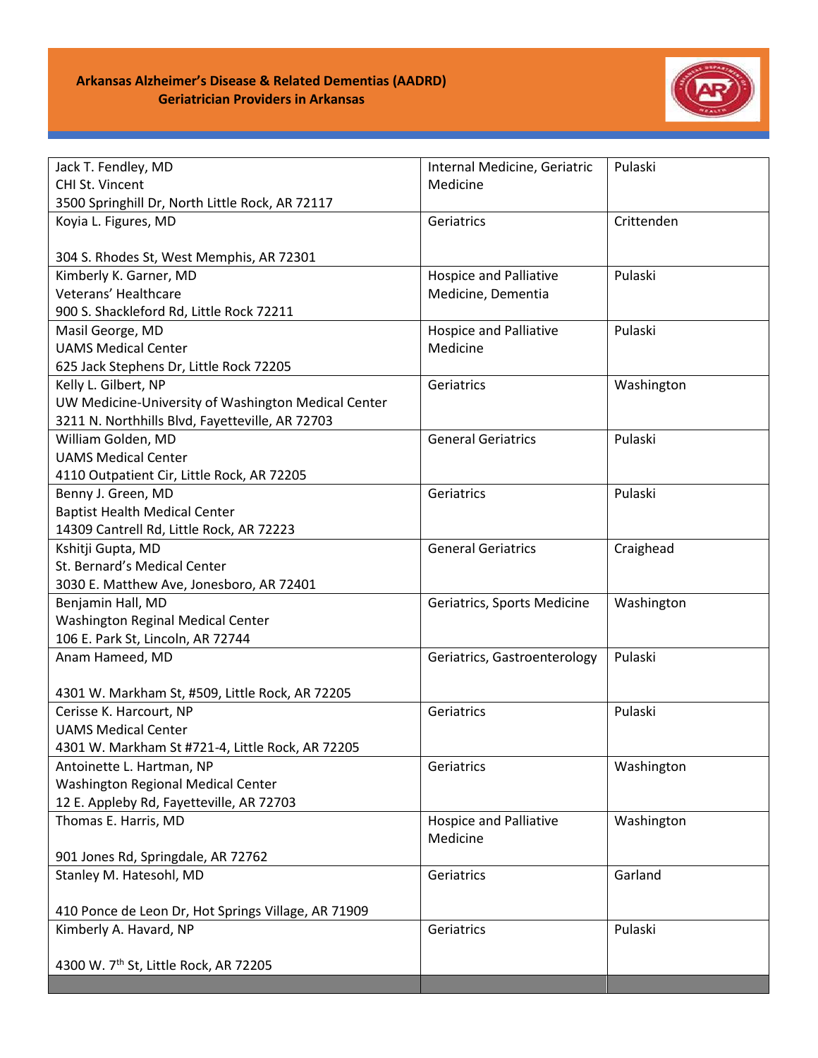**Arkansas Alzheimer's Disease & Related Dementias (AADRD)**
**Geriatrician Providers in Arkansas**

| | | |
|---|---|---|
| Jack T. Fendley, MD<br>CHI St. Vincent<br>3500 Springhill Dr, North Little Rock, AR 72117 | Internal Medicine, Geriatric Medicine | Pulaski |
| Koyia L. Figures, MD<br><br>304 S. Rhodes St, West Memphis, AR 72301 | Geriatrics | Crittenden |
| Kimberly K. Garner, MD<br>Veterans' Healthcare<br>900 S. Shackleford Rd, Little Rock 72211 | Hospice and Palliative Medicine, Dementia | Pulaski |
| Masil George, MD<br>UAMS Medical Center<br>625 Jack Stephens Dr, Little Rock 72205 | Hospice and Palliative Medicine | Pulaski |
| Kelly L. Gilbert, NP<br>UW Medicine-University of Washington Medical Center<br>3211 N. Northhills Blvd, Fayetteville, AR 72703 | Geriatrics | Washington |
| William Golden, MD<br>UAMS Medical Center<br>4110 Outpatient Cir, Little Rock, AR 72205 | General Geriatrics | Pulaski |
| Benny J. Green, MD<br>Baptist Health Medical Center<br>14309 Cantrell Rd, Little Rock, AR 72223 | Geriatrics | Pulaski |
| Kshitji Gupta, MD<br>St. Bernard's Medical Center<br>3030 E. Matthew Ave, Jonesboro, AR 72401 | General Geriatrics | Craighead |
| Benjamin Hall, MD<br>Washington Reginal Medical Center<br>106 E. Park St, Lincoln, AR 72744 | Geriatrics, Sports Medicine | Washington |
| Anam Hameed, MD<br><br>4301 W. Markham St, #509, Little Rock, AR 72205 | Geriatrics, Gastroenterology | Pulaski |
| Cerisse K. Harcourt, NP<br>UAMS Medical Center<br>4301 W. Markham St #721-4, Little Rock, AR 72205 | Geriatrics | Pulaski |
| Antoinette L. Hartman, NP<br>Washington Regional Medical Center<br>12 E. Appleby Rd, Fayetteville, AR 72703 | Geriatrics | Washington |
| Thomas E. Harris, MD<br><br>901 Jones Rd, Springdale, AR 72762 | Hospice and Palliative Medicine | Washington |
| Stanley M. Hatesohl, MD<br><br>410 Ponce de Leon Dr, Hot Springs Village, AR 71909 | Geriatrics | Garland |
| Kimberly A. Havard, NP<br><br>4300 W. 7th St, Little Rock, AR 72205 | Geriatrics | Pulaski |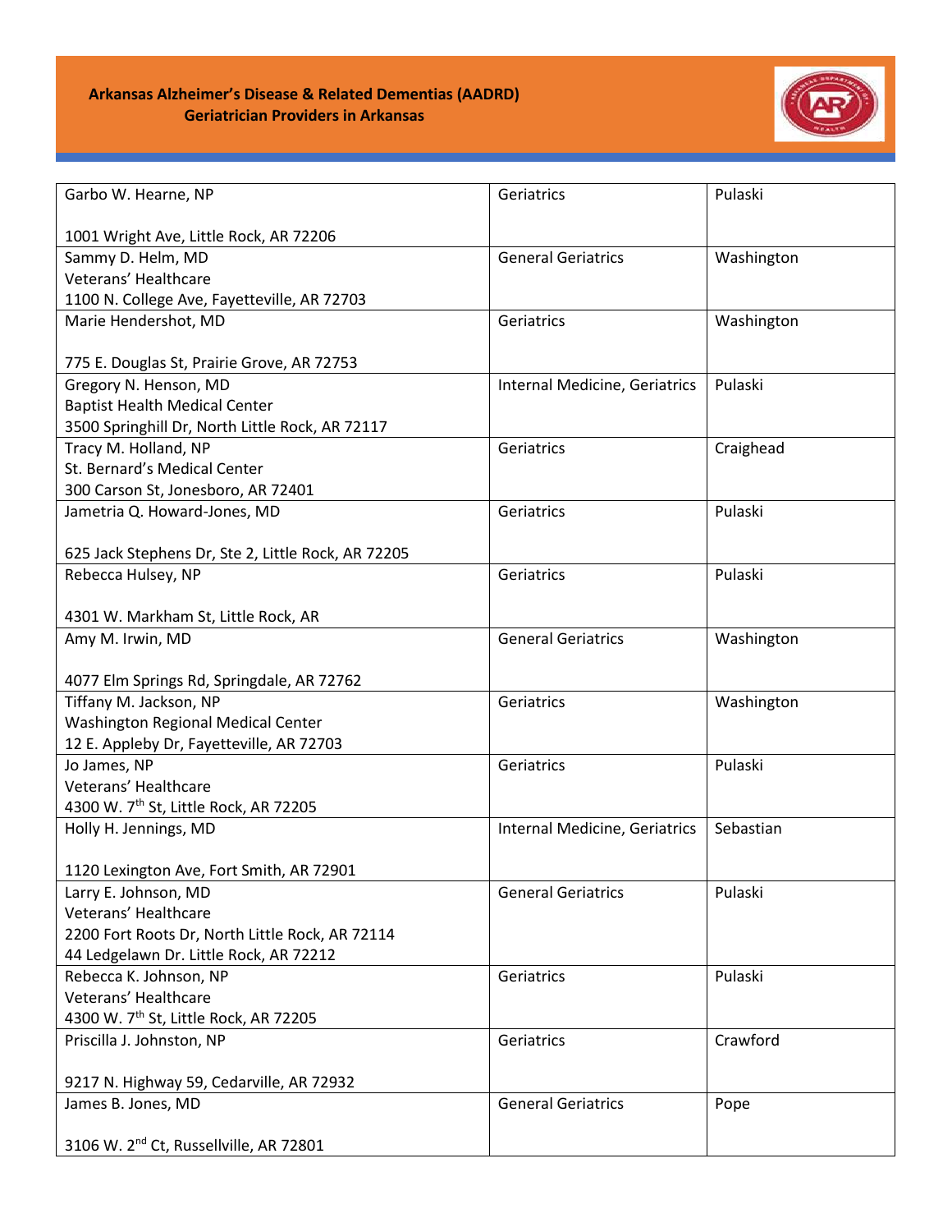**Arkansas Alzheimer's Disease & Related Dementias (AADRD)**
**Geriatrician Providers in Arkansas**

| Provider | Specialty | County |
|---|---|---|
| Garbo W. Hearne, NP<br><br>1001 Wright Ave, Little Rock, AR 72206 | Geriatrics | Pulaski |
| Sammy D. Helm, MD<br>Veterans' Healthcare<br>1100 N. College Ave, Fayetteville, AR 72703 | General Geriatrics | Washington |
| Marie Hendershot, MD<br><br>775 E. Douglas St, Prairie Grove, AR 72753 | Geriatrics | Washington |
| Gregory N. Henson, MD<br>Baptist Health Medical Center<br>3500 Springhill Dr, North Little Rock, AR 72117 | Internal Medicine, Geriatrics | Pulaski |
| Tracy M. Holland, NP<br>St. Bernard's Medical Center<br>300 Carson St, Jonesboro, AR 72401 | Geriatrics | Craighead |
| Jametria Q. Howard-Jones, MD<br><br>625 Jack Stephens Dr, Ste 2, Little Rock, AR 72205 | Geriatrics | Pulaski |
| Rebecca Hulsey, NP<br><br>4301 W. Markham St, Little Rock, AR | Geriatrics | Pulaski |
| Amy M. Irwin, MD<br><br>4077 Elm Springs Rd, Springdale, AR 72762 | General Geriatrics | Washington |
| Tiffany M. Jackson, NP<br>Washington Regional Medical Center<br>12 E. Appleby Dr, Fayetteville, AR 72703 | Geriatrics | Washington |
| Jo James, NP<br>Veterans' Healthcare<br>4300 W. 7th St, Little Rock, AR 72205 | Geriatrics | Pulaski |
| Holly H. Jennings, MD<br><br>1120 Lexington Ave, Fort Smith, AR 72901 | Internal Medicine, Geriatrics | Sebastian |
| Larry E. Johnson, MD<br>Veterans' Healthcare<br>2200 Fort Roots Dr, North Little Rock, AR 72114<br>44 Ledgelawn Dr. Little Rock, AR 72212 | General Geriatrics | Pulaski |
| Rebecca K. Johnson, NP<br>Veterans' Healthcare<br>4300 W. 7th St, Little Rock, AR 72205 | Geriatrics | Pulaski |
| Priscilla J. Johnston, NP<br><br>9217 N. Highway 59, Cedarville, AR 72932 | Geriatrics | Crawford |
| James B. Jones, MD<br><br>3106 W. 2nd Ct, Russellville, AR 72801 | General Geriatrics | Pope |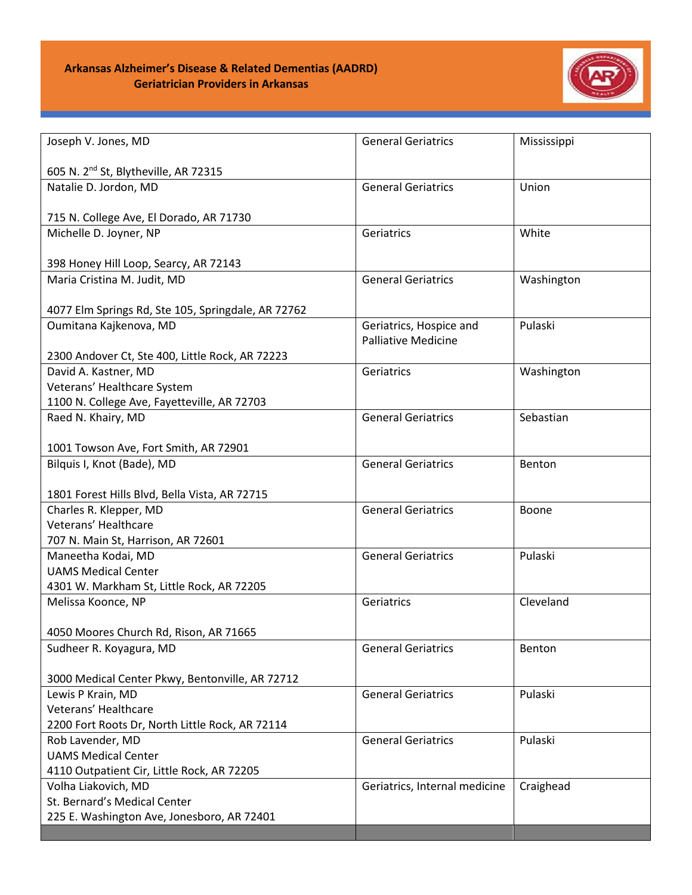**Arkansas Alzheimer's Disease & Related Dementias (AADRD)**
**Geriatrician Providers in Arkansas**

| Provider | Specialty | County |
|---|---|---|
| Joseph V. Jones, MD<br><br>605 N. 2nd St, Blytheville, AR 72315 | General Geriatrics | Mississippi |
| Natalie D. Jordon, MD<br><br>715 N. College Ave, El Dorado, AR 71730 | General Geriatrics | Union |
| Michelle D. Joyner, NP<br><br>398 Honey Hill Loop, Searcy, AR 72143 | Geriatrics | White |
| Maria Cristina M. Judit, MD<br><br>4077 Elm Springs Rd, Ste 105, Springdale, AR 72762 | General Geriatrics | Washington |
| Oumitana Kajkenova, MD<br><br>2300 Andover Ct, Ste 400, Little Rock, AR 72223 | Geriatrics, Hospice and Palliative Medicine | Pulaski |
| David A. Kastner, MD<br>Veterans' Healthcare System<br>1100 N. College Ave, Fayetteville, AR 72703 | Geriatrics | Washington |
| Raed N. Khairy, MD<br><br>1001 Towson Ave, Fort Smith, AR 72901 | General Geriatrics | Sebastian |
| Bilquis I, Knot (Bade), MD<br><br>1801 Forest Hills Blvd, Bella Vista, AR 72715 | General Geriatrics | Benton |
| Charles R. Klepper, MD<br>Veterans' Healthcare<br>707 N. Main St, Harrison, AR 72601 | General Geriatrics | Boone |
| Maneetha Kodai, MD<br>UAMS Medical Center<br>4301 W. Markham St, Little Rock, AR 72205 | General Geriatrics | Pulaski |
| Melissa Koonce, NP<br><br>4050 Moores Church Rd, Rison, AR 71665 | Geriatrics | Cleveland |
| Sudheer R. Koyagura, MD<br><br>3000 Medical Center Pkwy, Bentonville, AR 72712 | General Geriatrics | Benton |
| Lewis P Krain, MD<br>Veterans' Healthcare<br>2200 Fort Roots Dr, North Little Rock, AR 72114 | General Geriatrics | Pulaski |
| Rob Lavender, MD<br>UAMS Medical Center<br>4110 Outpatient Cir, Little Rock, AR 72205 | General Geriatrics | Pulaski |
| Volha Liakovich, MD<br>St. Bernard's Medical Center<br>225 E. Washington Ave, Jonesboro, AR 72401 | Geriatrics, Internal medicine | Craighead |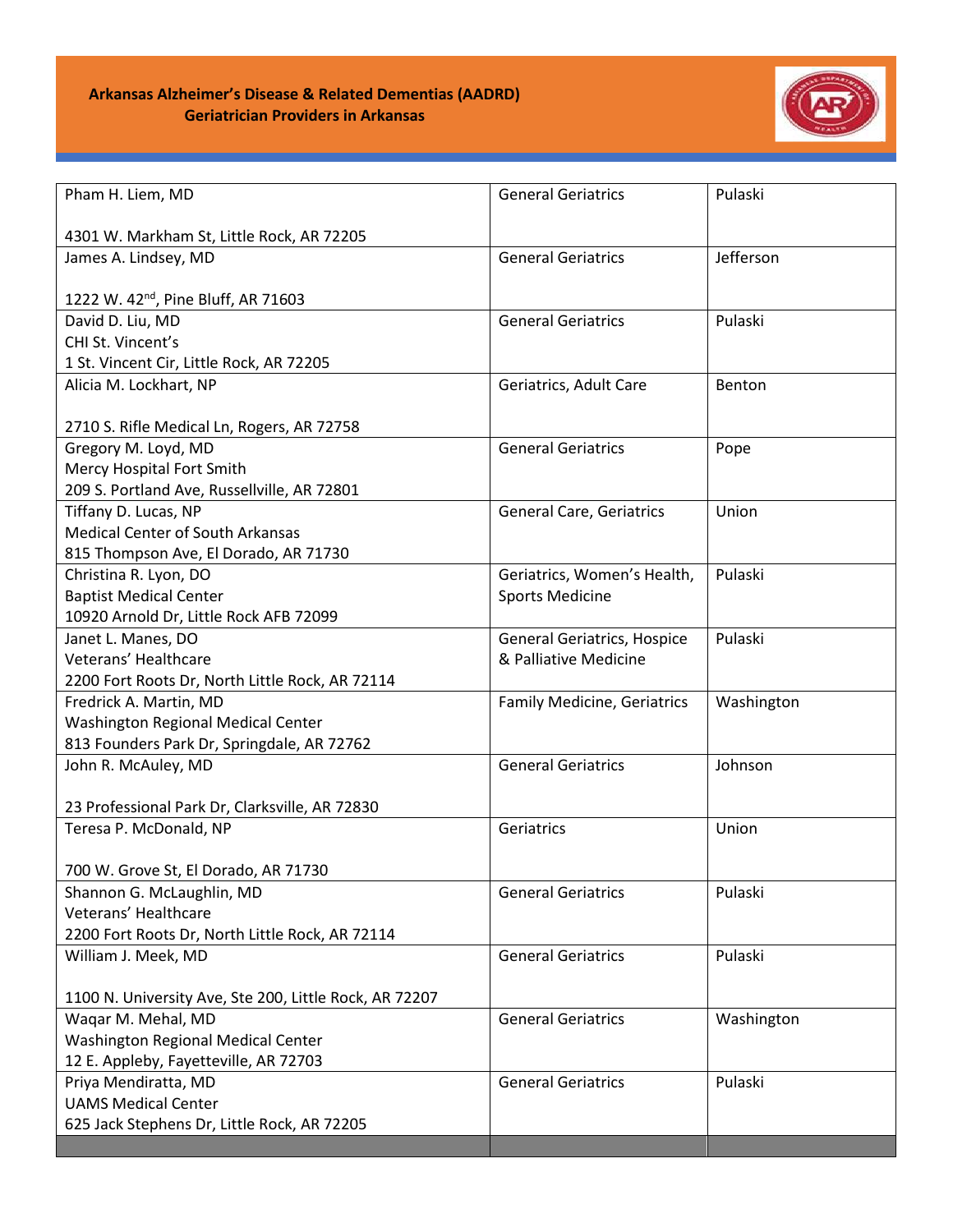**Arkansas Alzheimer's Disease & Related Dementias (AADRD)**
**Geriatrician Providers in Arkansas**

| | | |
|---|---|---|
| Pham H. Liem, MD<br><br>4301 W. Markham St, Little Rock, AR 72205 | General Geriatrics | Pulaski |
| James A. Lindsey, MD<br><br>1222 W. 42nd, Pine Bluff, AR 71603 | General Geriatrics | Jefferson |
| David D. Liu, MD<br>CHI St. Vincent's<br>1 St. Vincent Cir, Little Rock, AR 72205 | General Geriatrics | Pulaski |
| Alicia M. Lockhart, NP<br><br>2710 S. Rifle Medical Ln, Rogers, AR 72758 | Geriatrics, Adult Care | Benton |
| Gregory M. Loyd, MD<br>Mercy Hospital Fort Smith<br>209 S. Portland Ave, Russellville, AR 72801 | General Geriatrics | Pope |
| Tiffany D. Lucas, NP<br>Medical Center of South Arkansas<br>815 Thompson Ave, El Dorado, AR 71730 | General Care, Geriatrics | Union |
| Christina R. Lyon, DO<br>Baptist Medical Center<br>10920 Arnold Dr, Little Rock AFB 72099 | Geriatrics, Women's Health, Sports Medicine | Pulaski |
| Janet L. Manes, DO<br>Veterans' Healthcare<br>2200 Fort Roots Dr, North Little Rock, AR 72114 | General Geriatrics, Hospice & Palliative Medicine | Pulaski |
| Fredrick A. Martin, MD<br>Washington Regional Medical Center<br>813 Founders Park Dr, Springdale, AR 72762 | Family Medicine, Geriatrics | Washington |
| John R. McAuley, MD<br><br>23 Professional Park Dr, Clarksville, AR 72830 | General Geriatrics | Johnson |
| Teresa P. McDonald, NP<br><br>700 W. Grove St, El Dorado, AR 71730 | Geriatrics | Union |
| Shannon G. McLaughlin, MD<br>Veterans' Healthcare<br>2200 Fort Roots Dr, North Little Rock, AR 72114 | General Geriatrics | Pulaski |
| William J. Meek, MD<br><br>1100 N. University Ave, Ste 200, Little Rock, AR 72207 | General Geriatrics | Pulaski |
| Waqar M. Mehal, MD<br>Washington Regional Medical Center<br>12 E. Appleby, Fayetteville, AR 72703 | General Geriatrics | Washington |
| Priya Mendiratta, MD<br>UAMS Medical Center<br>625 Jack Stephens Dr, Little Rock, AR 72205 | General Geriatrics | Pulaski |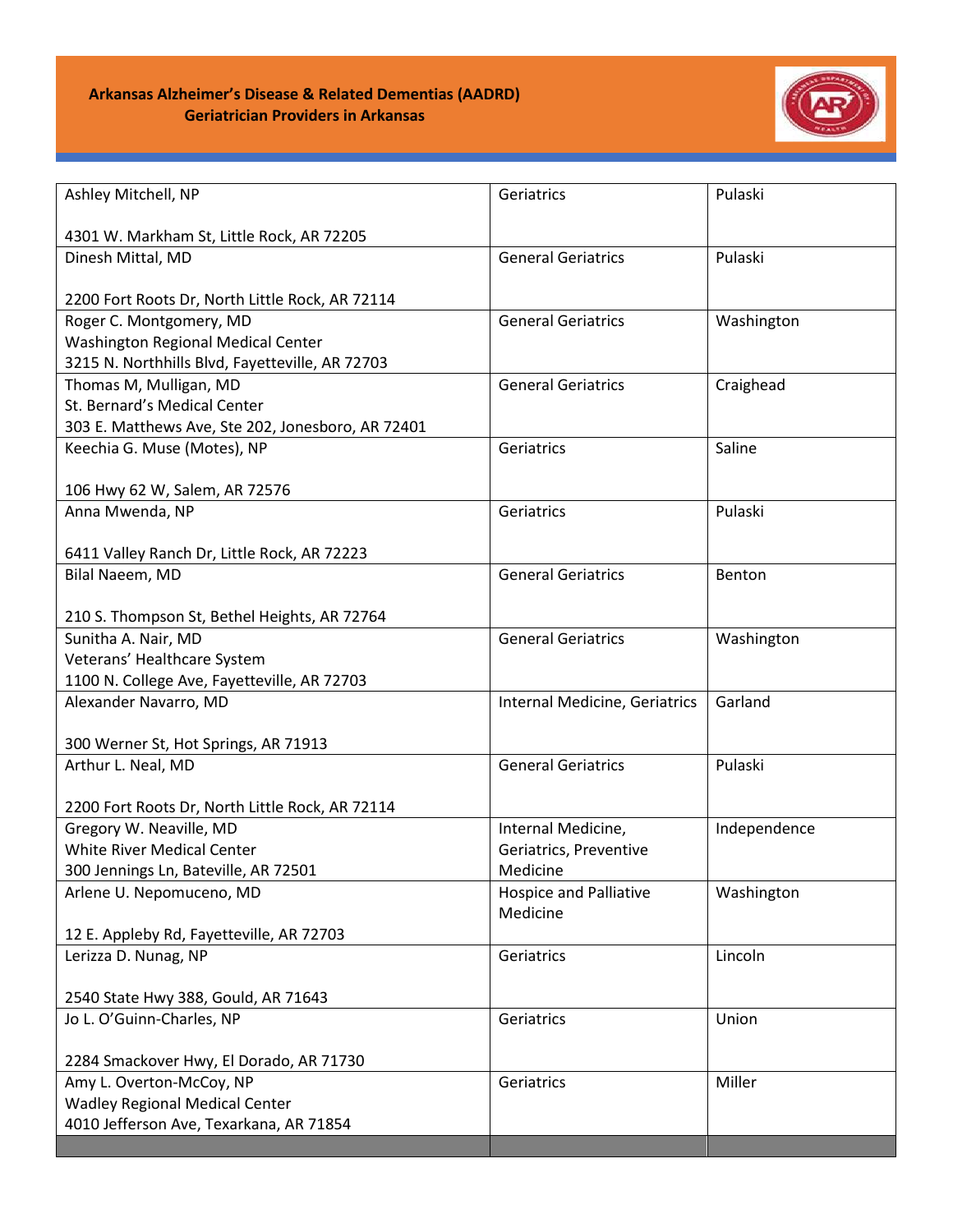**Arkansas Alzheimer's Disease & Related Dementias (AADRD)**
**Geriatrician Providers in Arkansas**

| Provider | Specialty | County |
|---|---|---|
| Ashley Mitchell, NP<br><br>4301 W. Markham St, Little Rock, AR 72205 | Geriatrics | Pulaski |
| Dinesh Mittal, MD<br><br>2200 Fort Roots Dr, North Little Rock, AR 72114 | General Geriatrics | Pulaski |
| Roger C. Montgomery, MD<br>Washington Regional Medical Center<br>3215 N. Northhills Blvd, Fayetteville, AR 72703 | General Geriatrics | Washington |
| Thomas M, Mulligan, MD<br>St. Bernard's Medical Center<br>303 E. Matthews Ave, Ste 202, Jonesboro, AR 72401 | General Geriatrics | Craighead |
| Keechia G. Muse (Motes), NP<br><br>106 Hwy 62 W, Salem, AR 72576 | Geriatrics | Saline |
| Anna Mwenda, NP<br><br>6411 Valley Ranch Dr, Little Rock, AR 72223 | Geriatrics | Pulaski |
| Bilal Naeem, MD<br><br>210 S. Thompson St, Bethel Heights, AR 72764 | General Geriatrics | Benton |
| Sunitha A. Nair, MD<br>Veterans' Healthcare System<br>1100 N. College Ave, Fayetteville, AR 72703 | General Geriatrics | Washington |
| Alexander Navarro, MD<br><br>300 Werner St, Hot Springs, AR 71913 | Internal Medicine, Geriatrics | Garland |
| Arthur L. Neal, MD<br><br>2200 Fort Roots Dr, North Little Rock, AR 72114 | General Geriatrics | Pulaski |
| Gregory W. Neaville, MD<br>White River Medical Center<br>300 Jennings Ln, Bateville, AR 72501 | Internal Medicine, Geriatrics, Preventive Medicine | Independence |
| Arlene U. Nepomuceno, MD<br><br>12 E. Appleby Rd, Fayetteville, AR 72703 | Hospice and Palliative Medicine | Washington |
| Lerizza D. Nunag, NP<br><br>2540 State Hwy 388, Gould, AR 71643 | Geriatrics | Lincoln |
| Jo L. O'Guinn-Charles, NP<br><br>2284 Smackover Hwy, El Dorado, AR 71730 | Geriatrics | Union |
| Amy L. Overton-McCoy, NP<br>Wadley Regional Medical Center<br>4010 Jefferson Ave, Texarkana, AR 71854 | Geriatrics | Miller |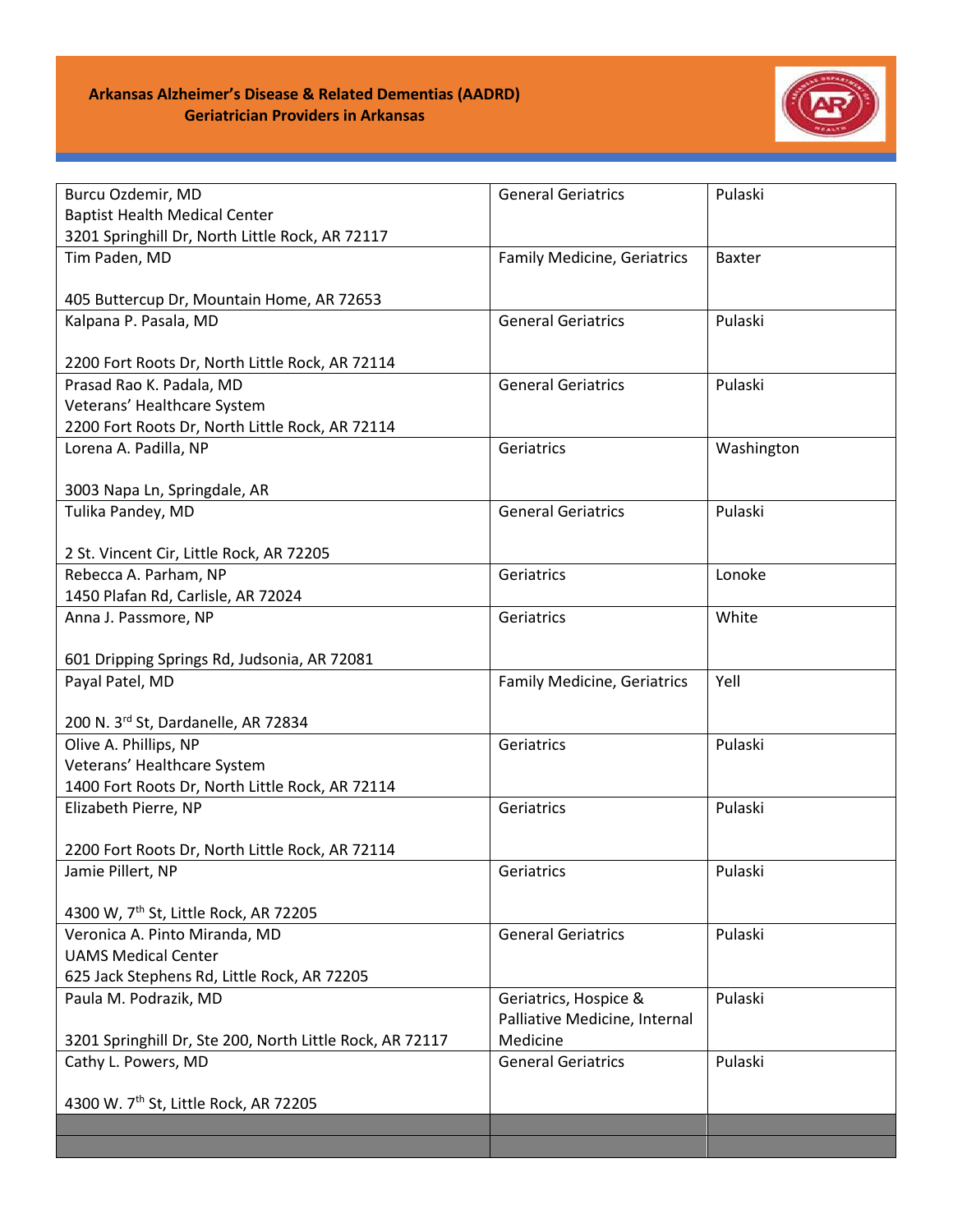**Arkansas Alzheimer's Disease & Related Dementias (AADRD)**
**Geriatrician Providers in Arkansas**

| | | |
|---|---|---|
| Burcu Ozdemir, MD<br>Baptist Health Medical Center<br>3201 Springhill Dr, North Little Rock, AR 72117 | General Geriatrics | Pulaski |
| Tim Paden, MD<br><br>405 Buttercup Dr, Mountain Home, AR 72653 | Family Medicine, Geriatrics | Baxter |
| Kalpana P. Pasala, MD<br><br>2200 Fort Roots Dr, North Little Rock, AR 72114 | General Geriatrics | Pulaski |
| Prasad Rao K. Padala, MD<br>Veterans' Healthcare System<br>2200 Fort Roots Dr, North Little Rock, AR 72114 | General Geriatrics | Pulaski |
| Lorena A. Padilla, NP<br><br>3003 Napa Ln, Springdale, AR | Geriatrics | Washington |
| Tulika Pandey, MD<br><br>2 St. Vincent Cir, Little Rock, AR 72205 | General Geriatrics | Pulaski |
| Rebecca A. Parham, NP<br>1450 Plafan Rd, Carlisle, AR 72024 | Geriatrics | Lonoke |
| Anna J. Passmore, NP<br><br>601 Dripping Springs Rd, Judsonia, AR 72081 | Geriatrics | White |
| Payal Patel, MD<br><br>200 N. 3rd St, Dardanelle, AR 72834 | Family Medicine, Geriatrics | Yell |
| Olive A. Phillips, NP<br>Veterans' Healthcare System<br>1400 Fort Roots Dr, North Little Rock, AR 72114 | Geriatrics | Pulaski |
| Elizabeth Pierre, NP<br><br>2200 Fort Roots Dr, North Little Rock, AR 72114 | Geriatrics | Pulaski |
| Jamie Pillert, NP<br><br>4300 W, 7th St, Little Rock, AR 72205 | Geriatrics | Pulaski |
| Veronica A. Pinto Miranda, MD<br>UAMS Medical Center<br>625 Jack Stephens Rd, Little Rock, AR 72205 | General Geriatrics | Pulaski |
| Paula M. Podrazik, MD<br><br>3201 Springhill Dr, Ste 200, North Little Rock, AR 72117 | Geriatrics, Hospice & Palliative Medicine, Internal Medicine | Pulaski |
| Cathy L. Powers, MD<br><br>4300 W. 7th St, Little Rock, AR 72205 | General Geriatrics | Pulaski |
| | | |
| | | |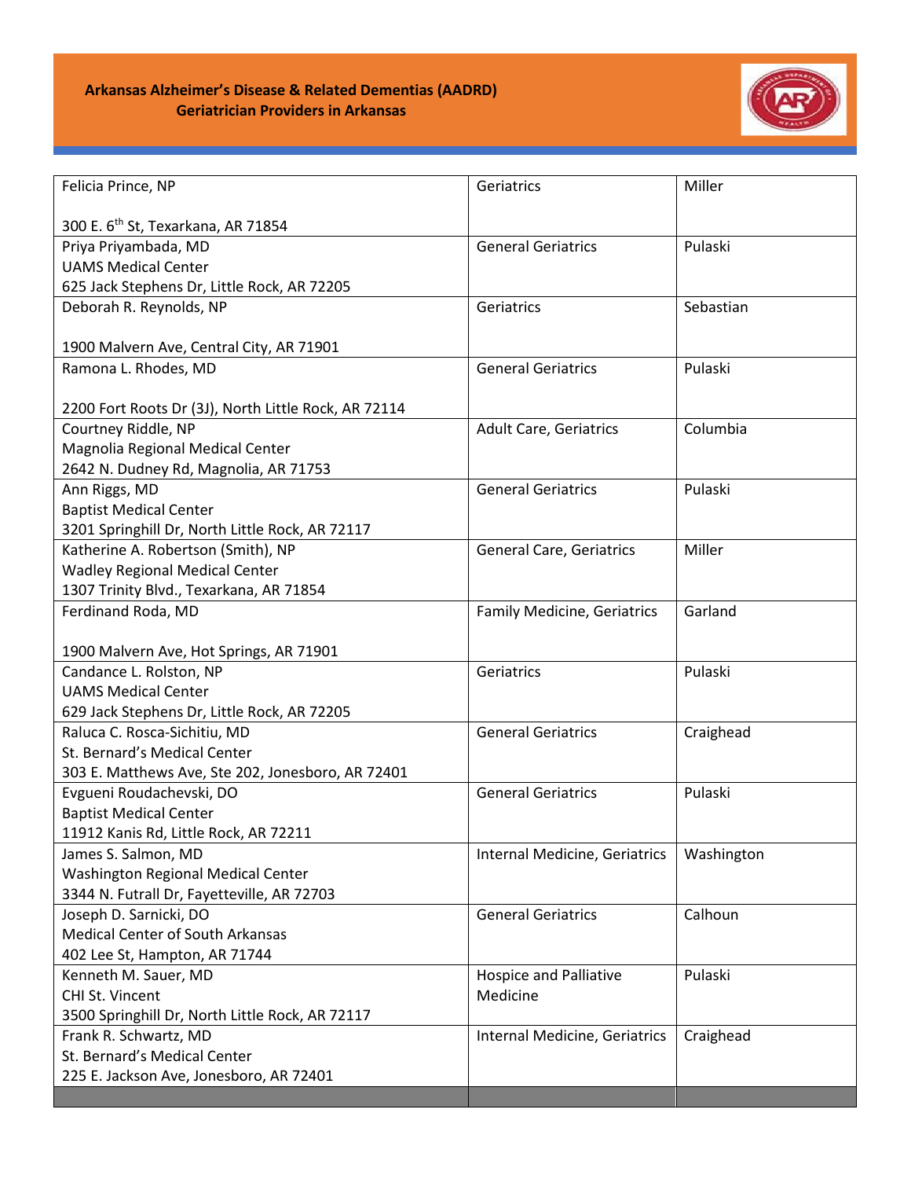**Arkansas Alzheimer's Disease & Related Dementias (AADRD)**
**Geriatrician Providers in Arkansas**

| | | |
|---|---|---|
| Felicia Prince, NP<br><br>300 E. 6th St, Texarkana, AR 71854 | Geriatrics | Miller |
| Priya Priyambada, MD<br>UAMS Medical Center<br>625 Jack Stephens Dr, Little Rock, AR 72205 | General Geriatrics | Pulaski |
| Deborah R. Reynolds, NP<br><br>1900 Malvern Ave, Central City, AR 71901 | Geriatrics | Sebastian |
| Ramona L. Rhodes, MD<br><br>2200 Fort Roots Dr (3J), North Little Rock, AR 72114 | General Geriatrics | Pulaski |
| Courtney Riddle, NP<br>Magnolia Regional Medical Center<br>2642 N. Dudney Rd, Magnolia, AR 71753 | Adult Care, Geriatrics | Columbia |
| Ann Riggs, MD<br>Baptist Medical Center<br>3201 Springhill Dr, North Little Rock, AR 72117 | General Geriatrics | Pulaski |
| Katherine A. Robertson (Smith), NP<br>Wadley Regional Medical Center<br>1307 Trinity Blvd., Texarkana, AR 71854 | General Care, Geriatrics | Miller |
| Ferdinand Roda, MD<br><br>1900 Malvern Ave, Hot Springs, AR 71901 | Family Medicine, Geriatrics | Garland |
| Candance L. Rolston, NP<br>UAMS Medical Center<br>629 Jack Stephens Dr, Little Rock, AR 72205 | Geriatrics | Pulaski |
| Raluca C. Rosca-Sichitiu, MD<br>St. Bernard's Medical Center<br>303 E. Matthews Ave, Ste 202, Jonesboro, AR 72401 | General Geriatrics | Craighead |
| Evgueni Roudachevski, DO<br>Baptist Medical Center<br>11912 Kanis Rd, Little Rock, AR 72211 | General Geriatrics | Pulaski |
| James S. Salmon, MD<br>Washington Regional Medical Center<br>3344 N. Futrall Dr, Fayetteville, AR 72703 | Internal Medicine, Geriatrics | Washington |
| Joseph D. Sarnicki, DO<br>Medical Center of South Arkansas<br>402 Lee St, Hampton, AR 71744 | General Geriatrics | Calhoun |
| Kenneth M. Sauer, MD<br>CHI St. Vincent<br>3500 Springhill Dr, North Little Rock, AR 72117 | Hospice and Palliative Medicine | Pulaski |
| Frank R. Schwartz, MD<br>St. Bernard's Medical Center<br>225 E. Jackson Ave, Jonesboro, AR 72401 | Internal Medicine, Geriatrics | Craighead |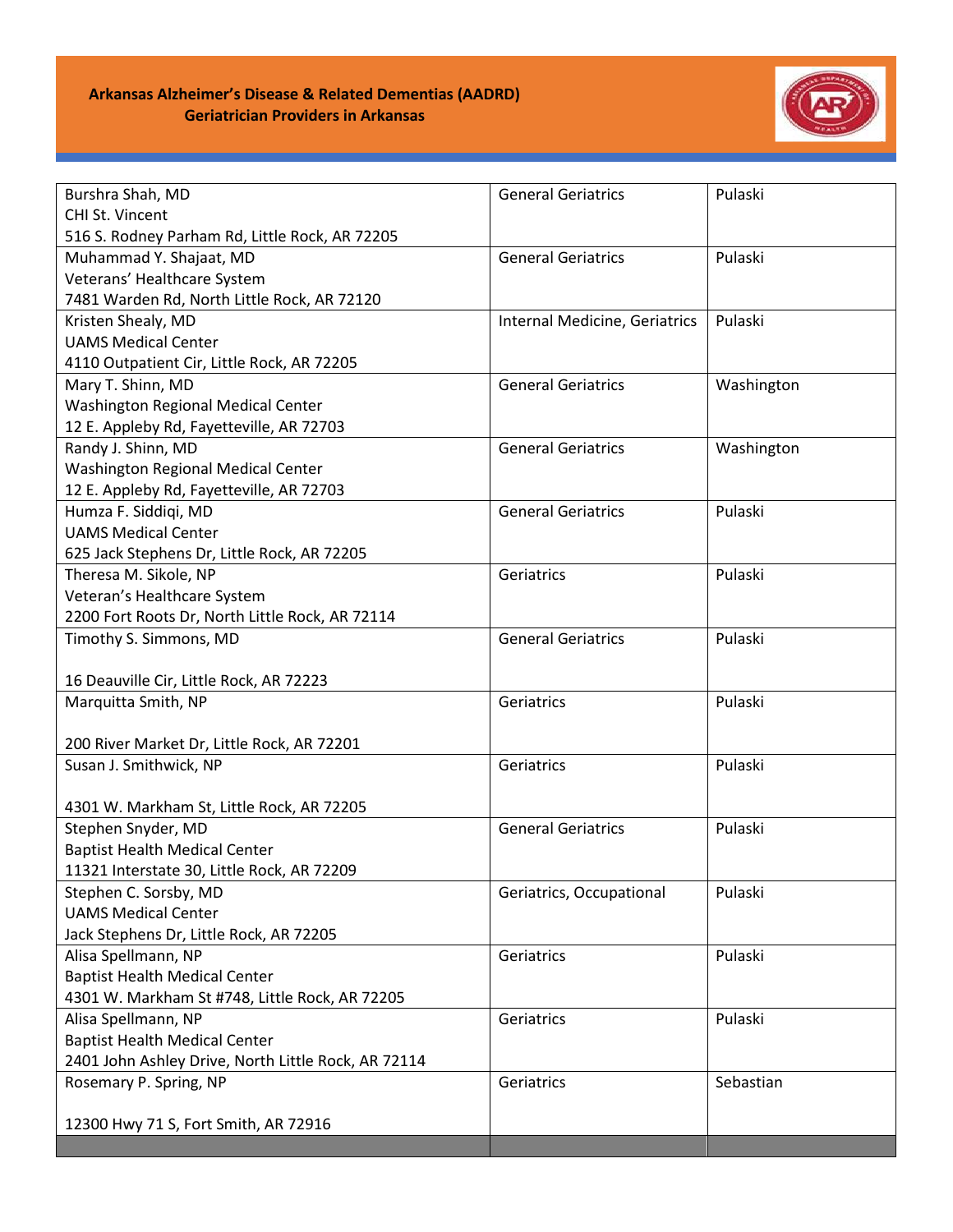**Arkansas Alzheimer's Disease & Related Dementias (AADRD)**
**Geriatrician Providers in Arkansas**

| Provider | Specialty | County |
|---|---|---|
| Burshra Shah, MD<br>CHI St. Vincent<br>516 S. Rodney Parham Rd, Little Rock, AR 72205 | General Geriatrics | Pulaski |
| Muhammad Y. Shajaat, MD<br>Veterans' Healthcare System<br>7481 Warden Rd, North Little Rock, AR 72120 | General Geriatrics | Pulaski |
| Kristen Shealy, MD<br>UAMS Medical Center<br>4110 Outpatient Cir, Little Rock, AR 72205 | Internal Medicine, Geriatrics | Pulaski |
| Mary T. Shinn, MD<br>Washington Regional Medical Center<br>12 E. Appleby Rd, Fayetteville, AR 72703 | General Geriatrics | Washington |
| Randy J. Shinn, MD<br>Washington Regional Medical Center<br>12 E. Appleby Rd, Fayetteville, AR 72703 | General Geriatrics | Washington |
| Humza F. Siddiqi, MD<br>UAMS Medical Center<br>625 Jack Stephens Dr, Little Rock, AR 72205 | General Geriatrics | Pulaski |
| Theresa M. Sikole, NP<br>Veteran's Healthcare System<br>2200 Fort Roots Dr, North Little Rock, AR 72114 | Geriatrics | Pulaski |
| Timothy S. Simmons, MD<br><br>16 Deauville Cir, Little Rock, AR 72223 | General Geriatrics | Pulaski |
| Marquitta Smith, NP<br><br>200 River Market Dr, Little Rock, AR 72201 | Geriatrics | Pulaski |
| Susan J. Smithwick, NP<br><br>4301 W. Markham St, Little Rock, AR 72205 | Geriatrics | Pulaski |
| Stephen Snyder, MD<br>Baptist Health Medical Center<br>11321 Interstate 30, Little Rock, AR 72209 | General Geriatrics | Pulaski |
| Stephen C. Sorsby, MD<br>UAMS Medical Center<br>Jack Stephens Dr, Little Rock, AR 72205 | Geriatrics, Occupational | Pulaski |
| Alisa Spellmann, NP<br>Baptist Health Medical Center<br>4301 W. Markham St #748, Little Rock, AR 72205 | Geriatrics | Pulaski |
| Alisa Spellmann, NP<br>Baptist Health Medical Center<br>2401 John Ashley Drive, North Little Rock, AR 72114 | Geriatrics | Pulaski |
| Rosemary P. Spring, NP<br><br>12300 Hwy 71 S, Fort Smith, AR 72916 | Geriatrics | Sebastian |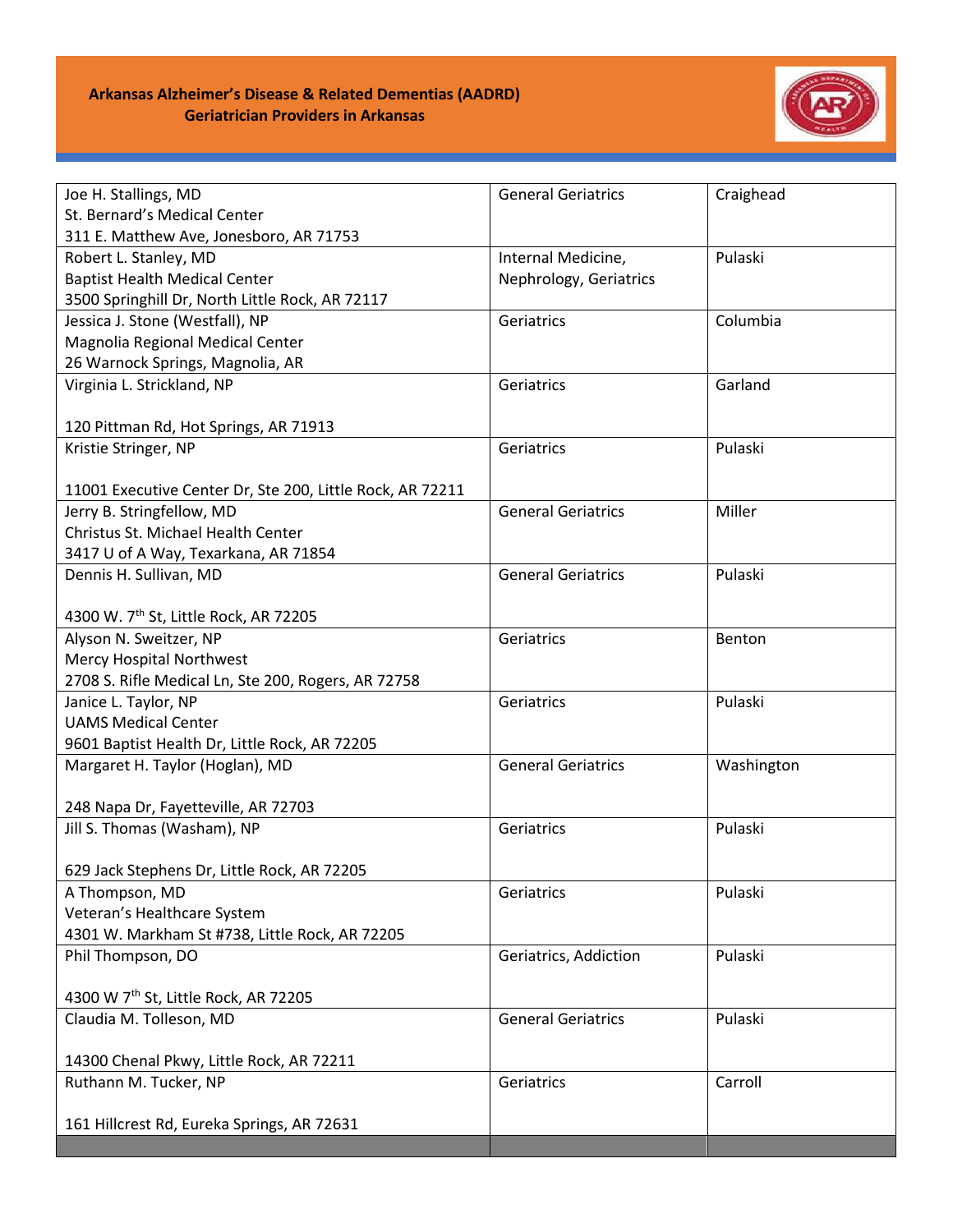**Arkansas Alzheimer's Disease & Related Dementias (AADRD)**
**Geriatrician Providers in Arkansas**

| Provider | Specialty | County |
|---|---|---|
| Joe H. Stallings, MD<br>St. Bernard's Medical Center<br>311 E. Matthew Ave, Jonesboro, AR 71753 | General Geriatrics | Craighead |
| Robert L. Stanley, MD<br>Baptist Health Medical Center<br>3500 Springhill Dr, North Little Rock, AR 72117 | Internal Medicine, Nephrology, Geriatrics | Pulaski |
| Jessica J. Stone (Westfall), NP<br>Magnolia Regional Medical Center<br>26 Warnock Springs, Magnolia, AR | Geriatrics | Columbia |
| Virginia L. Strickland, NP<br><br>120 Pittman Rd, Hot Springs, AR 71913 | Geriatrics | Garland |
| Kristie Stringer, NP<br><br>11001 Executive Center Dr, Ste 200, Little Rock, AR 72211 | Geriatrics | Pulaski |
| Jerry B. Stringfellow, MD<br>Christus St. Michael Health Center<br>3417 U of A Way, Texarkana, AR 71854 | General Geriatrics | Miller |
| Dennis H. Sullivan, MD<br><br>4300 W. 7th St, Little Rock, AR 72205 | General Geriatrics | Pulaski |
| Alyson N. Sweitzer, NP<br>Mercy Hospital Northwest<br>2708 S. Rifle Medical Ln, Ste 200, Rogers, AR 72758 | Geriatrics | Benton |
| Janice L. Taylor, NP<br>UAMS Medical Center<br>9601 Baptist Health Dr, Little Rock, AR 72205 | Geriatrics | Pulaski |
| Margaret H. Taylor (Hoglan), MD<br><br>248 Napa Dr, Fayetteville, AR 72703 | General Geriatrics | Washington |
| Jill S. Thomas (Washam), NP<br><br>629 Jack Stephens Dr, Little Rock, AR 72205 | Geriatrics | Pulaski |
| A Thompson, MD<br>Veteran's Healthcare System<br>4301 W. Markham St #738, Little Rock, AR 72205 | Geriatrics | Pulaski |
| Phil Thompson, DO<br><br>4300 W 7th St, Little Rock, AR 72205 | Geriatrics, Addiction | Pulaski |
| Claudia M. Tolleson, MD<br><br>14300 Chenal Pkwy, Little Rock, AR 72211 | General Geriatrics | Pulaski |
| Ruthann M. Tucker, NP<br><br>161 Hillcrest Rd, Eureka Springs, AR 72631 | Geriatrics | Carroll |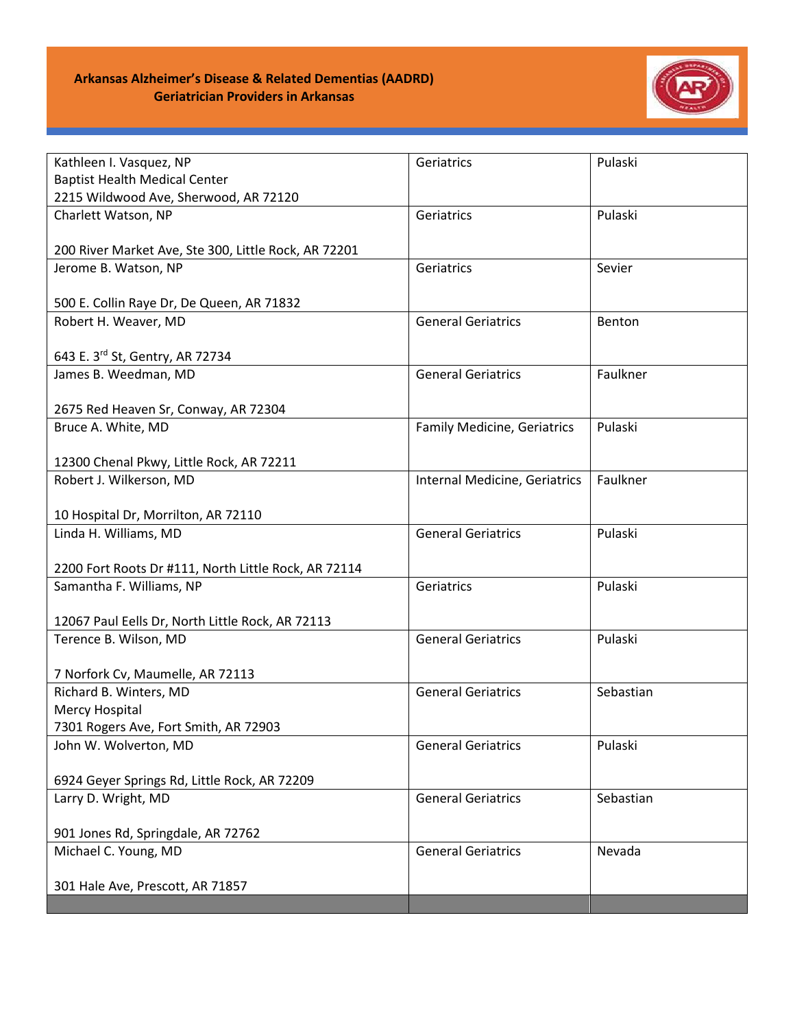**Arkansas Alzheimer's Disease & Related Dementias (AADRD)**
**Geriatrician Providers in Arkansas**

| | | |
|---|---|---|
| Kathleen I. Vasquez, NP<br>Baptist Health Medical Center<br>2215 Wildwood Ave, Sherwood, AR 72120 | Geriatrics | Pulaski |
| Charlett Watson, NP<br><br>200 River Market Ave, Ste 300, Little Rock, AR 72201 | Geriatrics | Pulaski |
| Jerome B. Watson, NP<br><br>500 E. Collin Raye Dr, De Queen, AR 71832 | Geriatrics | Sevier |
| Robert H. Weaver, MD<br><br>643 E. 3rd St, Gentry, AR 72734 | General Geriatrics | Benton |
| James B. Weedman, MD<br><br>2675 Red Heaven Sr, Conway, AR 72304 | General Geriatrics | Faulkner |
| Bruce A. White, MD<br><br>12300 Chenal Pkwy, Little Rock, AR 72211 | Family Medicine, Geriatrics | Pulaski |
| Robert J. Wilkerson, MD<br><br>10 Hospital Dr, Morrilton, AR 72110 | Internal Medicine, Geriatrics | Faulkner |
| Linda H. Williams, MD<br><br>2200 Fort Roots Dr #111, North Little Rock, AR 72114 | General Geriatrics | Pulaski |
| Samantha F. Williams, NP<br><br>12067 Paul Eells Dr, North Little Rock, AR 72113 | Geriatrics | Pulaski |
| Terence B. Wilson, MD<br><br>7 Norfork Cv, Maumelle, AR 72113 | General Geriatrics | Pulaski |
| Richard B. Winters, MD<br>Mercy Hospital<br>7301 Rogers Ave, Fort Smith, AR 72903 | General Geriatrics | Sebastian |
| John W. Wolverton, MD<br><br>6924 Geyer Springs Rd, Little Rock, AR 72209 | General Geriatrics | Pulaski |
| Larry D. Wright, MD<br><br>901 Jones Rd, Springdale, AR 72762 | General Geriatrics | Sebastian |
| Michael C. Young, MD<br><br>301 Hale Ave, Prescott, AR 71857 | General Geriatrics | Nevada |